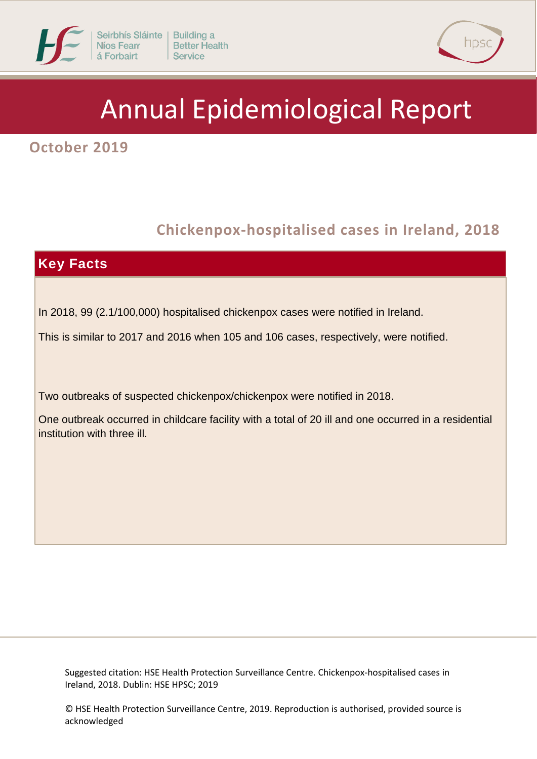Seirbhís Sláinte Níos Fearr á Forbairt | Building a Better Health Service

hpsc

# Annual Epidemiological Report

**October 2019**

## Chickenpox-hospitalised cases in Ireland, 2018

### Key Facts

In 2018, 99 (2.1/100,000) hospitalised chickenpox cases were notified in Ireland.

This is similar to 2017 and 2016 when 105 and 106 cases, respectively, were notified.

Two outbreaks of suspected chickenpox/chickenpox were notified in 2018.

One outbreak occurred in childcare facility with a total of 20 ill and one occurred in a residential institution with three ill.

Suggested citation: HSE Health Protection Surveillance Centre. Chickenpox-hospitalised cases in Ireland, 2018. Dublin: HSE HPSC; 2019

© HSE Health Protection Surveillance Centre, 2019. Reproduction is authorised, provided source is acknowledged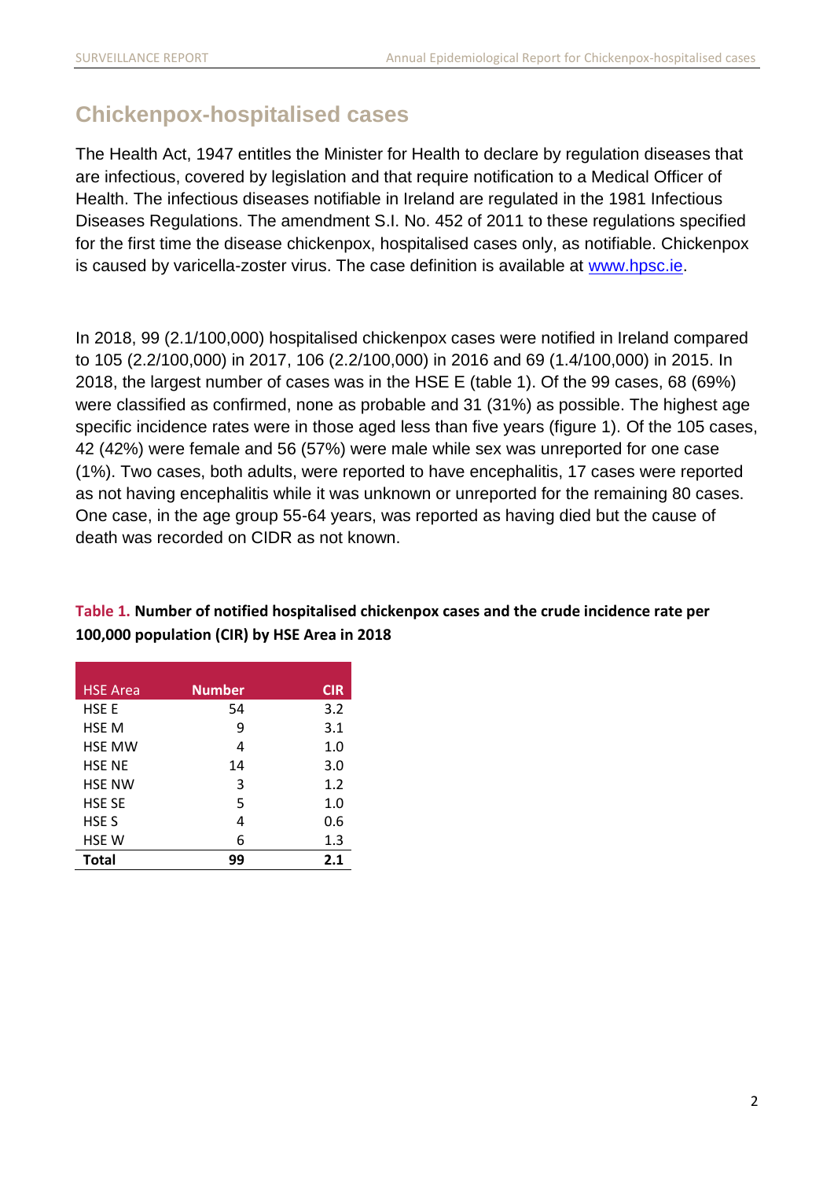## Chickenpox-hospitalised cases

The Health Act, 1947 entitles the Minister for Health to declare by regulation diseases that are infectious, covered by legislation and that require notification to a Medical Officer of Health. The infectious diseases notifiable in Ireland are regulated in the 1981 Infectious Diseases Regulations. The amendment S.I. No. 452 of 2011 to these regulations specified for the first time the disease chickenpox, hospitalised cases only, as notifiable. Chickenpox is caused by varicella-zoster virus. The case definition is available at www.hpsc.ie.

In 2018, 99 (2.1/100,000) hospitalised chickenpox cases were notified in Ireland compared to 105 (2.2/100,000) in 2017, 106 (2.2/100,000) in 2016 and 69 (1.4/100,000) in 2015. In 2018, the largest number of cases was in the HSE E (table 1). Of the 99 cases, 68 (69%) were classified as confirmed, none as probable and 31 (31%) as possible. The highest age specific incidence rates were in those aged less than five years (figure 1). Of the 105 cases, 42 (42%) were female and 56 (57%) were male while sex was unreported for one case (1%). Two cases, both adults, were reported to have encephalitis, 17 cases were reported as not having encephalitis while it was unknown or unreported for the remaining 80 cases. One case, in the age group 55-64 years, was reported as having died but the cause of death was recorded on CIDR as not known.

**Table 1. Number of notified hospitalised chickenpox cases and the crude incidence rate per 100,000 population (CIR) by HSE Area in 2018**

| HSE Area | Number | CIR |
|---|---|---|
| HSE E | 54 | 3.2 |
| HSE M | 9 | 3.1 |
| HSE MW | 4 | 1.0 |
| HSE NE | 14 | 3.0 |
| HSE NW | 3 | 1.2 |
| HSE SE | 5 | 1.0 |
| HSE S | 4 | 0.6 |
| HSE W | 6 | 1.3 |
| **Total** | **99** | **2.1** |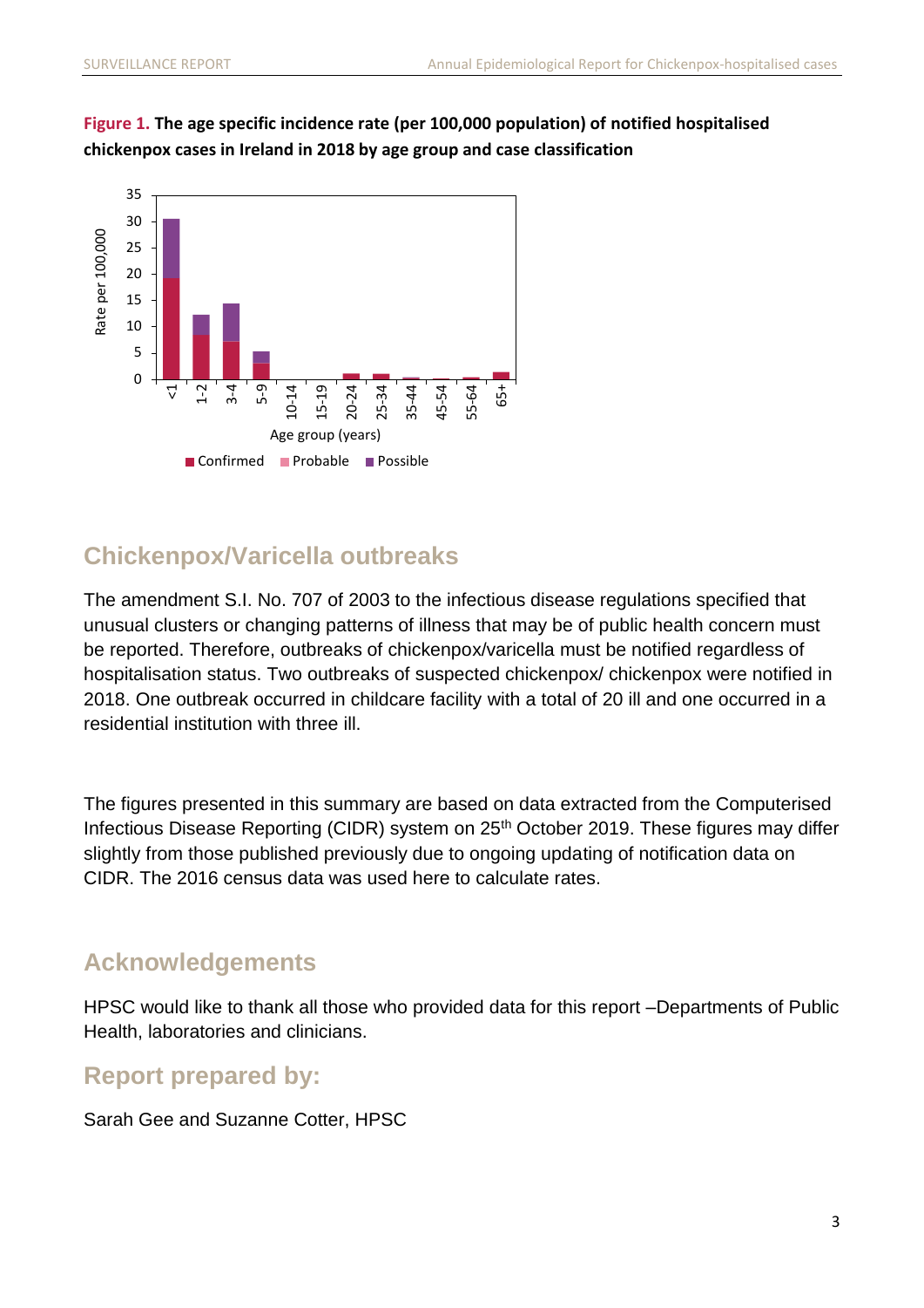**Figure 1. The age specific incidence rate (per 100,000 population) of notified hospitalised chickenpox cases in Ireland in 2018 by age group and case classification**

35
30
25
20
15
10
5
0

Rate per 100,000

<1
1-2
3-4
5-9
10-14
15-19
20-24
25-34
35-44
45-54
55-64
65+

Age group (years)

Confirmed Probable Possible

## Chickenpox/Varicella outbreaks

The amendment S.I. No. 707 of 2003 to the infectious disease regulations specified that unusual clusters or changing patterns of illness that may be of public health concern must be reported. Therefore, outbreaks of chickenpox/varicella must be notified regardless of hospitalisation status. Two outbreaks of suspected chickenpox/ chickenpox were notified in 2018. One outbreak occurred in childcare facility with a total of 20 ill and one occurred in a residential institution with three ill.

The figures presented in this summary are based on data extracted from the Computerised Infectious Disease Reporting (CIDR) system on 25th October 2019. These figures may differ slightly from those published previously due to ongoing updating of notification data on CIDR. The 2016 census data was used here to calculate rates.

## Acknowledgements

HPSC would like to thank all those who provided data for this report –Departments of Public Health, laboratories and clinicians.

## Report prepared by:

Sarah Gee and Suzanne Cotter, HPSC